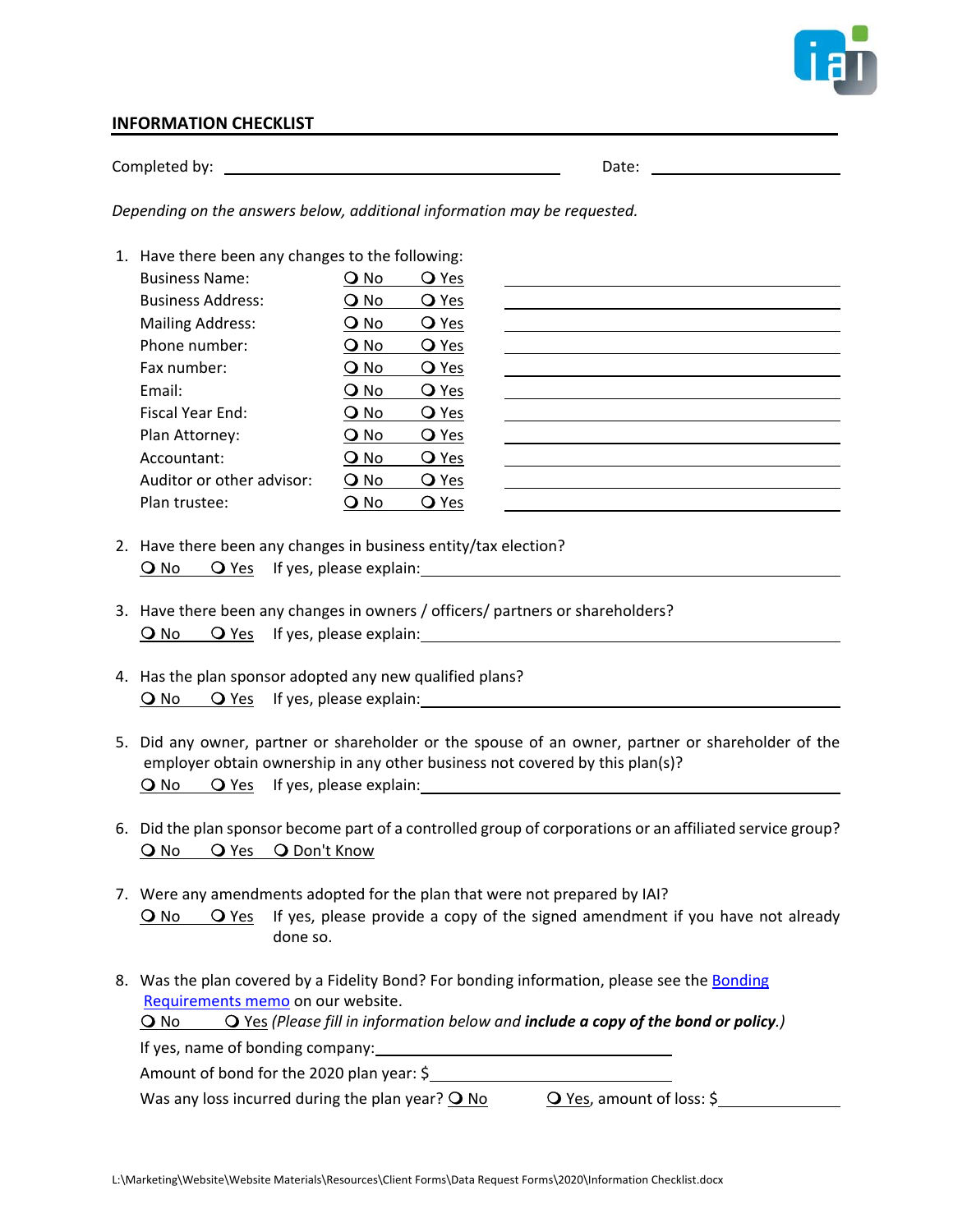## INFORMATION CHECKLIST

Completed by: ______________________________ Date: ______________

*Depending on the answers below, additional information may be requested.*

1. Have there been any changes to the following:

| | | | |
|---|---|---|---|
| Business Name: | ❍ No | ❍ Yes | ______________ |
| Business Address: | ❍ No | ❍ Yes | ______________ |
| Mailing Address: | ❍ No | ❍ Yes | ______________ |
| Phone number: | ❍ No | ❍ Yes | ______________ |
| Fax number: | ❍ No | ❍ Yes | ______________ |
| Email: | ❍ No | ❍ Yes | ______________ |
| Fiscal Year End: | ❍ No | ❍ Yes | ______________ |
| Plan Attorney: | ❍ No | ❍ Yes | ______________ |
| Accountant: | ❍ No | ❍ Yes | ______________ |
| Auditor or other advisor: | ❍ No | ❍ Yes | ______________ |
| Plan trustee: | ❍ No | ❍ Yes | ______________ |

2. Have there been any changes in business entity/tax election?
   ❍ No ❍ Yes If yes, please explain: ______________

3. Have there been any changes in owners / officers/ partners or shareholders?
   ❍ No ❍ Yes If yes, please explain: ______________

4. Has the plan sponsor adopted any new qualified plans?
   ❍ No ❍ Yes If yes, please explain: ______________

5. Did any owner, partner or shareholder or the spouse of an owner, partner or shareholder of the employer obtain ownership in any other business not covered by this plan(s)?
   ❍ No ❍ Yes If yes, please explain: ______________

6. Did the plan sponsor become part of a controlled group of corporations or an affiliated service group?
   ❍ No ❍ Yes ❍ Don't Know

7. Were any amendments adopted for the plan that were not prepared by IAI?
   ❍ No ❍ Yes If yes, please provide a copy of the signed amendment if you have not already done so.

8. Was the plan covered by a Fidelity Bond? For bonding information, please see the Bonding Requirements memo on our website.
   ❍ No ❍ Yes *(Please fill in information below and **include a copy of the bond or policy**.)*

   If yes, name of bonding company: ______________

   Amount of bond for the 2020 plan year: $______________

   Was any loss incurred during the plan year? ❍ No ❍ Yes, amount of loss: $______________

L:\Marketing\Website\Website Materials\Resources\Client Forms\Data Request Forms\2020\Information Checklist.docx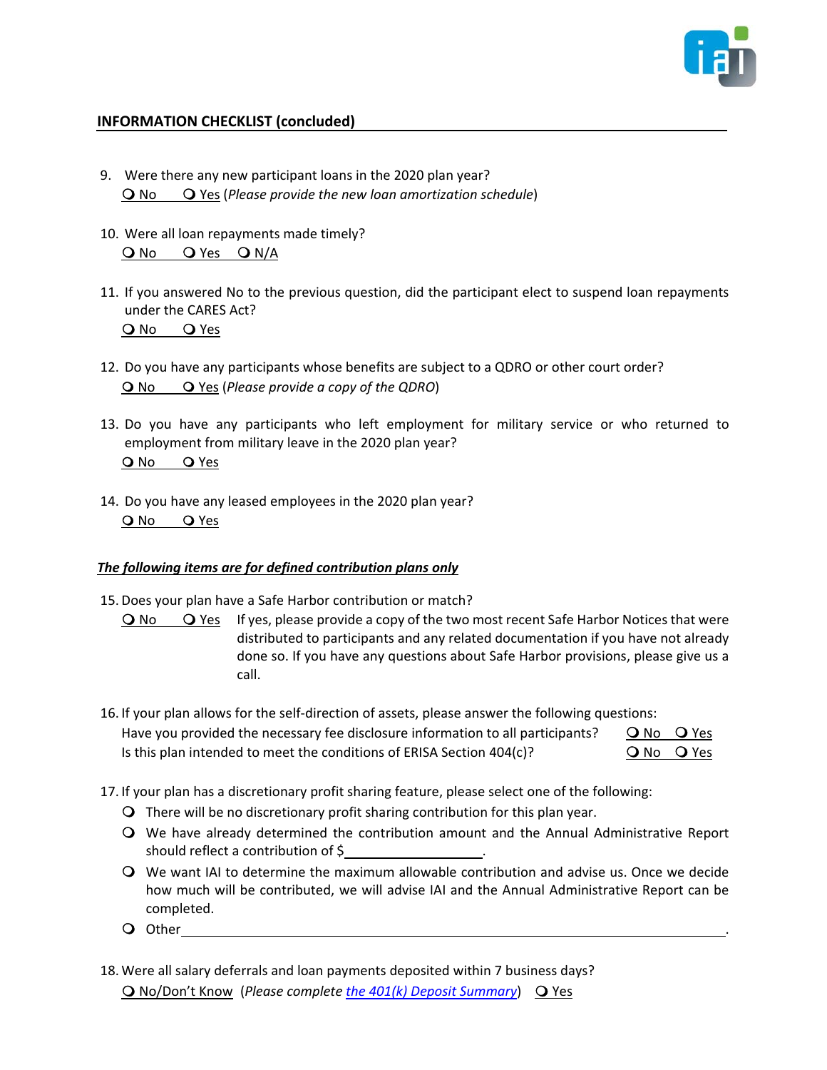## INFORMATION CHECKLIST (concluded)

9. Were there any new participant loans in the 2020 plan year?
   ❍ No ❍ Yes (*Please provide the new loan amortization schedule*)

10. Were all loan repayments made timely?
    ❍ No ❍ Yes ❍ N/A

11. If you answered No to the previous question, did the participant elect to suspend loan repayments under the CARES Act?
    ❍ No ❍ Yes

12. Do you have any participants whose benefits are subject to a QDRO or other court order?
    ❍ No ❍ Yes (*Please provide a copy of the QDRO*)

13. Do you have any participants who left employment for military service or who returned to employment from military leave in the 2020 plan year?
    ❍ No ❍ Yes

14. Do you have any leased employees in the 2020 plan year?
    ❍ No ❍ Yes

***The following items are for defined contribution plans only***

15. Does your plan have a Safe Harbor contribution or match?
    ❍ No ❍ Yes If yes, please provide a copy of the two most recent Safe Harbor Notices that were distributed to participants and any related documentation if you have not already done so. If you have any questions about Safe Harbor provisions, please give us a call.

16. If your plan allows for the self-direction of assets, please answer the following questions:
    Have you provided the necessary fee disclosure information to all participants? ❍ No ❍ Yes
    Is this plan intended to meet the conditions of ERISA Section 404(c)? ❍ No ❍ Yes

17. If your plan has a discretionary profit sharing feature, please select one of the following:
    - ❍ There will be no discretionary profit sharing contribution for this plan year.
    - ❍ We have already determined the contribution amount and the Annual Administrative Report should reflect a contribution of $\_\_\_\_\_\_\_\_\_\_\_\_\_\_\_\_\_\_.
    - ❍ We want IAI to determine the maximum allowable contribution and advise us. Once we decide how much will be contributed, we will advise IAI and the Annual Administrative Report can be completed.
    - ❍ Other\_\_\_\_\_\_\_\_\_\_\_\_\_\_\_\_\_\_\_\_\_\_\_\_\_\_\_\_\_\_\_\_\_\_\_\_\_\_\_\_\_\_\_\_\_\_\_\_\_\_\_\_\_\_\_\_\_\_\_\_.

18. Were all salary deferrals and loan payments deposited within 7 business days?
    ❍ No/Don't Know (*Please complete the 401(k) Deposit Summary*) ❍ Yes